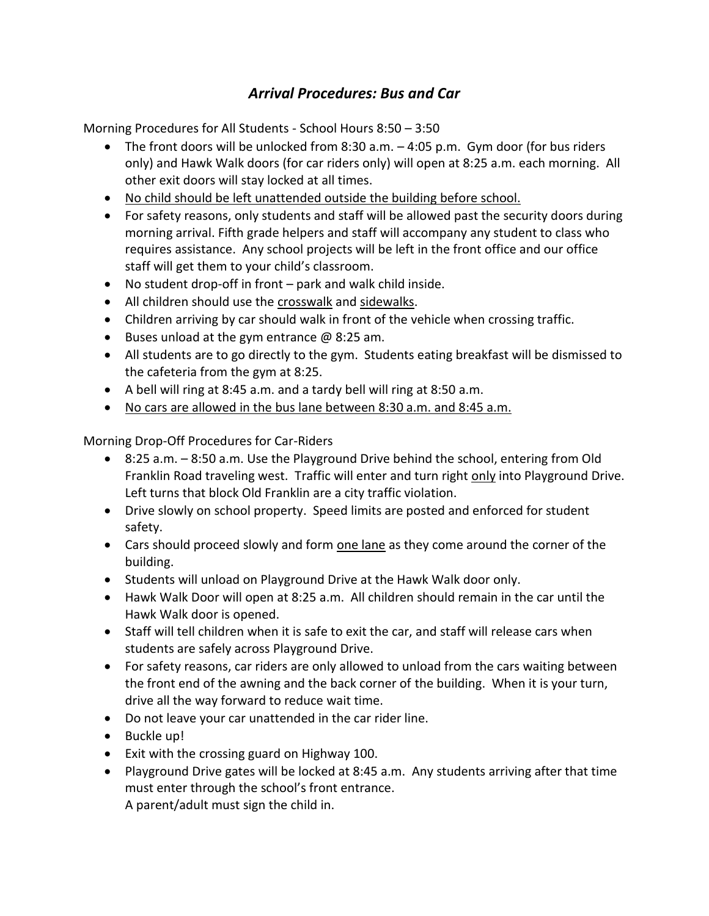## *Arrival Procedures: Bus and Car*

Morning Procedures for All Students - School Hours 8:50 – 3:50

- The front doors will be unlocked from 8:30 a.m. – 4:05 p.m. Gym door (for bus riders only) and Hawk Walk doors (for car riders only) will open at 8:25 a.m. each morning. All other exit doors will stay locked at all times.
- <u>No child should be left unattended outside the building before school.</u>
- For safety reasons, only students and staff will be allowed past the security doors during morning arrival. Fifth grade helpers and staff will accompany any student to class who requires assistance. Any school projects will be left in the front office and our office staff will get them to your child's classroom.
- No student drop-off in front – park and walk child inside.
- All children should use the <u>crosswalk</u> and <u>sidewalks</u>.
- Children arriving by car should walk in front of the vehicle when crossing traffic.
- Buses unload at the gym entrance @ 8:25 am.
- All students are to go directly to the gym. Students eating breakfast will be dismissed to the cafeteria from the gym at 8:25.
- A bell will ring at 8:45 a.m. and a tardy bell will ring at 8:50 a.m.
- <u>No cars are allowed in the bus lane between 8:30 a.m. and 8:45 a.m.</u>

Morning Drop-Off Procedures for Car-Riders

- 8:25 a.m. – 8:50 a.m. Use the Playground Drive behind the school, entering from Old Franklin Road traveling west. Traffic will enter and turn right <u>only</u> into Playground Drive. Left turns that block Old Franklin are a city traffic violation.
- Drive slowly on school property. Speed limits are posted and enforced for student safety.
- Cars should proceed slowly and form <u>one lane</u> as they come around the corner of the building.
- Students will unload on Playground Drive at the Hawk Walk door only.
- Hawk Walk Door will open at 8:25 a.m. All children should remain in the car until the Hawk Walk door is opened.
- Staff will tell children when it is safe to exit the car, and staff will release cars when students are safely across Playground Drive.
- For safety reasons, car riders are only allowed to unload from the cars waiting between the front end of the awning and the back corner of the building. When it is your turn, drive all the way forward to reduce wait time.
- Do not leave your car unattended in the car rider line.
- Buckle up!
- Exit with the crossing guard on Highway 100.
- Playground Drive gates will be locked at 8:45 a.m. Any students arriving after that time must enter through the school's front entrance.
  A parent/adult must sign the child in.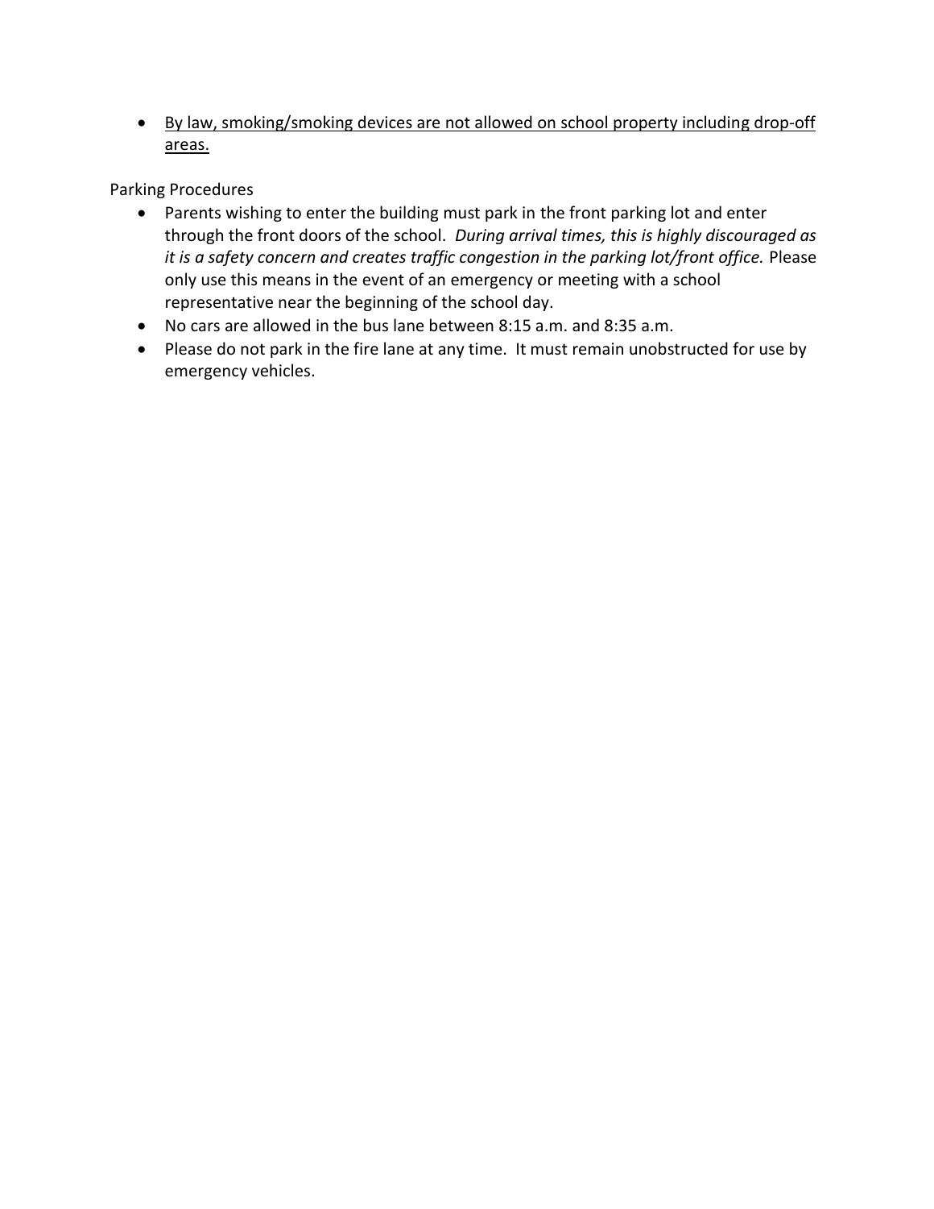- <u>By law, smoking/smoking devices are not allowed on school property including drop-off areas.</u>

Parking Procedures

- Parents wishing to enter the building must park in the front parking lot and enter through the front doors of the school. *During arrival times, this is highly discouraged as it is a safety concern and creates traffic congestion in the parking lot/front office.* Please only use this means in the event of an emergency or meeting with a school representative near the beginning of the school day.
- No cars are allowed in the bus lane between 8:15 a.m. and 8:35 a.m.
- Please do not park in the fire lane at any time. It must remain unobstructed for use by emergency vehicles.